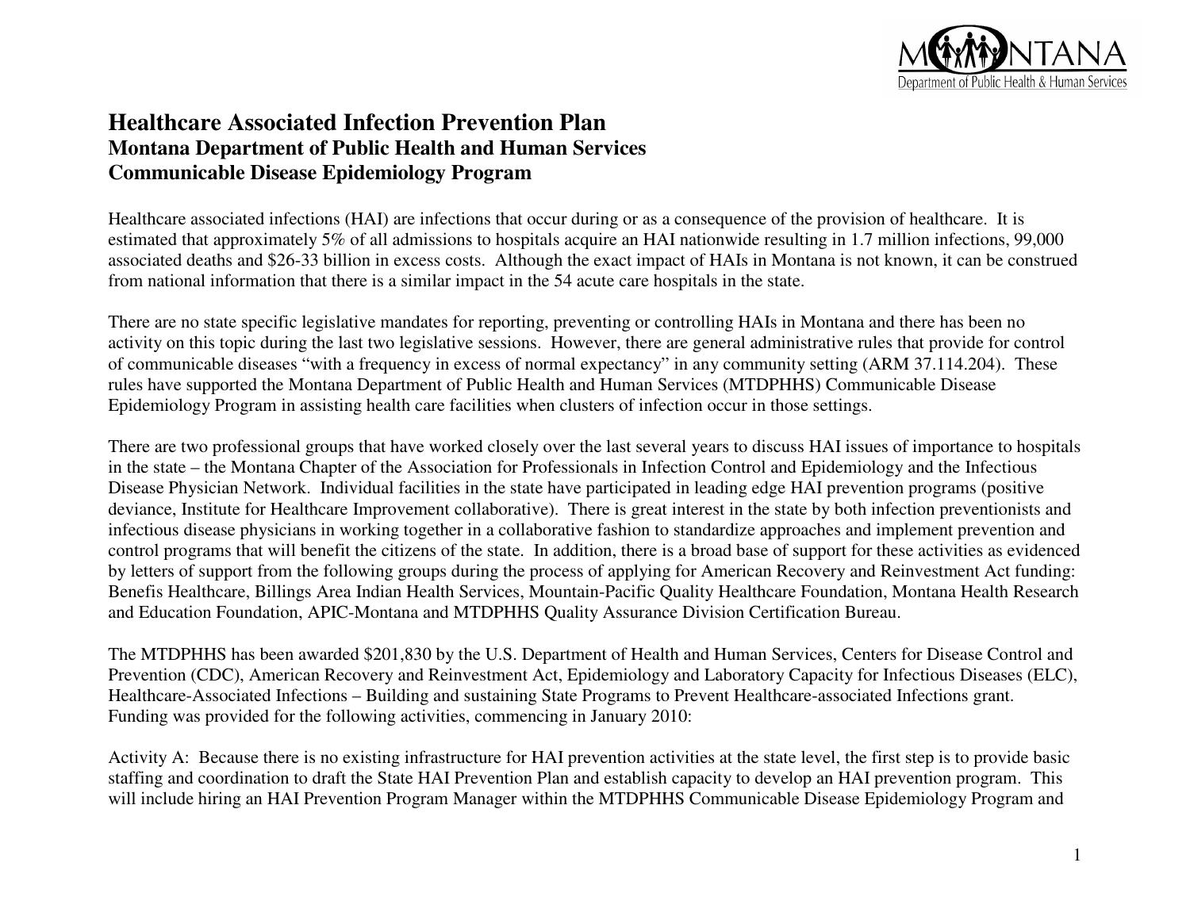# Healthcare Associated Infection Prevention Plan
## Montana Department of Public Health and Human Services
## Communicable Disease Epidemiology Program

Healthcare associated infections (HAI) are infections that occur during or as a consequence of the provision of healthcare. It is estimated that approximately 5% of all admissions to hospitals acquire an HAI nationwide resulting in 1.7 million infections, 99,000 associated deaths and $26-33 billion in excess costs. Although the exact impact of HAIs in Montana is not known, it can be construed from national information that there is a similar impact in the 54 acute care hospitals in the state.

There are no state specific legislative mandates for reporting, preventing or controlling HAIs in Montana and there has been no activity on this topic during the last two legislative sessions. However, there are general administrative rules that provide for control of communicable diseases "with a frequency in excess of normal expectancy" in any community setting (ARM 37.114.204). These rules have supported the Montana Department of Public Health and Human Services (MTDPHHS) Communicable Disease Epidemiology Program in assisting health care facilities when clusters of infection occur in those settings.

There are two professional groups that have worked closely over the last several years to discuss HAI issues of importance to hospitals in the state – the Montana Chapter of the Association for Professionals in Infection Control and Epidemiology and the Infectious Disease Physician Network. Individual facilities in the state have participated in leading edge HAI prevention programs (positive deviance, Institute for Healthcare Improvement collaborative). There is great interest in the state by both infection preventionists and infectious disease physicians in working together in a collaborative fashion to standardize approaches and implement prevention and control programs that will benefit the citizens of the state. In addition, there is a broad base of support for these activities as evidenced by letters of support from the following groups during the process of applying for American Recovery and Reinvestment Act funding: Benefis Healthcare, Billings Area Indian Health Services, Mountain-Pacific Quality Healthcare Foundation, Montana Health Research and Education Foundation, APIC-Montana and MTDPHHS Quality Assurance Division Certification Bureau.

The MTDPHHS has been awarded $201,830 by the U.S. Department of Health and Human Services, Centers for Disease Control and Prevention (CDC), American Recovery and Reinvestment Act, Epidemiology and Laboratory Capacity for Infectious Diseases (ELC), Healthcare-Associated Infections – Building and sustaining State Programs to Prevent Healthcare-associated Infections grant. Funding was provided for the following activities, commencing in January 2010:

Activity A: Because there is no existing infrastructure for HAI prevention activities at the state level, the first step is to provide basic staffing and coordination to draft the State HAI Prevention Plan and establish capacity to develop an HAI prevention program. This will include hiring an HAI Prevention Program Manager within the MTDPHHS Communicable Disease Epidemiology Program and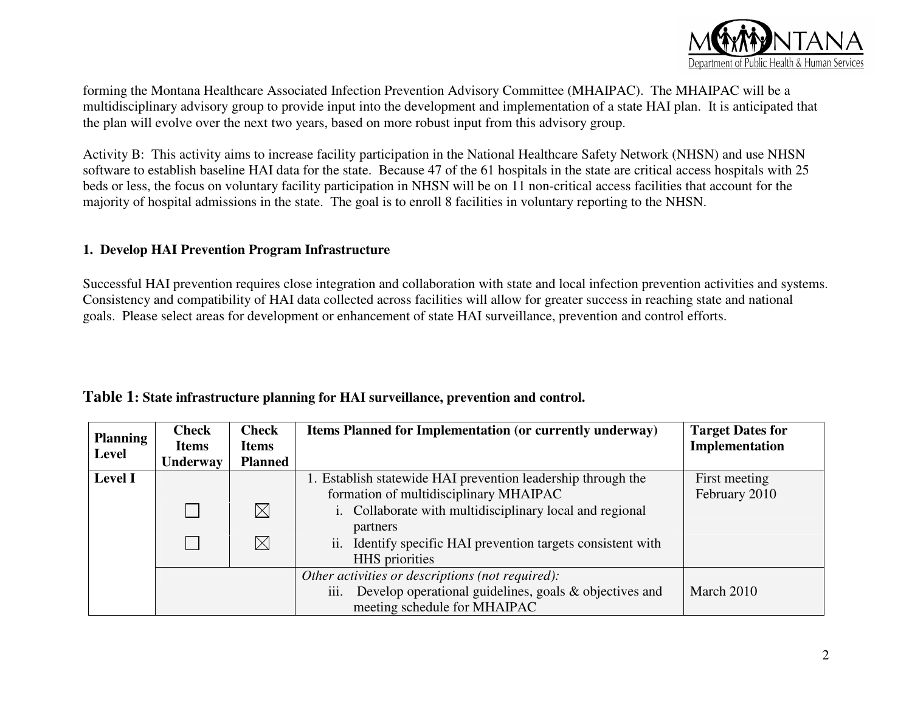forming the Montana Healthcare Associated Infection Prevention Advisory Committee (MHAIPAC). The MHAIPAC will be a multidisciplinary advisory group to provide input into the development and implementation of a state HAI plan. It is anticipated that the plan will evolve over the next two years, based on more robust input from this advisory group.

Activity B: This activity aims to increase facility participation in the National Healthcare Safety Network (NHSN) and use NHSN software to establish baseline HAI data for the state. Because 47 of the 61 hospitals in the state are critical access hospitals with 25 beds or less, the focus on voluntary facility participation in NHSN will be on 11 non-critical access facilities that account for the majority of hospital admissions in the state. The goal is to enroll 8 facilities in voluntary reporting to the NHSN.

## 1. Develop HAI Prevention Program Infrastructure

Successful HAI prevention requires close integration and collaboration with state and local infection prevention activities and systems. Consistency and compatibility of HAI data collected across facilities will allow for greater success in reaching state and national goals. Please select areas for development or enhancement of state HAI surveillance, prevention and control efforts.

**Table 1: State infrastructure planning for HAI surveillance, prevention and control.**

| Planning Level | Check Items Underway | Check Items Planned | Items Planned for Implementation (or currently underway) | Target Dates for Implementation |
|---|---|---|---|---|
| **Level I** | | | 1. Establish statewide HAI prevention leadership through the formation of multidisciplinary MHAIPAC | First meeting February 2010 |
| | ☐ | ☒ | i. Collaborate with multidisciplinary local and regional partners | |
| | ☐ | ☒ | ii. Identify specific HAI prevention targets consistent with HHS priorities | |
| | | | *Other activities or descriptions (not required):* iii. Develop operational guidelines, goals & objectives and meeting schedule for MHAIPAC | March 2010 |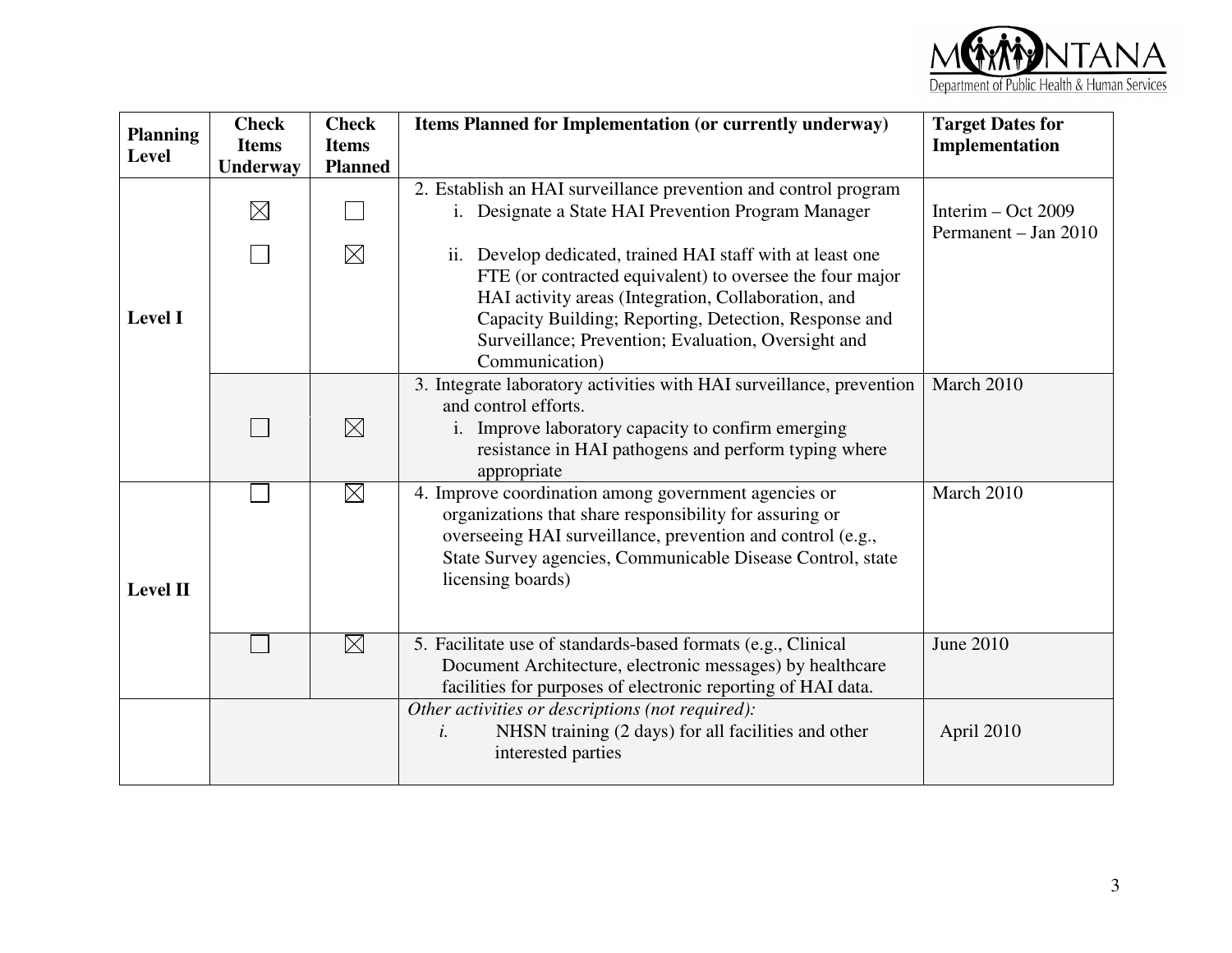| Planning Level | Check Items Underway | Check Items Planned | Items Planned for Implementation (or currently underway) | Target Dates for Implementation |
|---|---|---|---|---|
| Level I | | | 2. Establish an HAI surveillance prevention and control program | |
| | ☒ | ☐ | i. Designate a State HAI Prevention Program Manager | Interim – Oct 2009 Permanent – Jan 2010 |
| | ☐ | ☒ | ii. Develop dedicated, trained HAI staff with at least one FTE (or contracted equivalent) to oversee the four major HAI activity areas (Integration, Collaboration, and Capacity Building; Reporting, Detection, Response and Surveillance; Prevention; Evaluation, Oversight and Communication) | |
| | ☐ | ☒ | 3. Integrate laboratory activities with HAI surveillance, prevention and control efforts. i. Improve laboratory capacity to confirm emerging resistance in HAI pathogens and perform typing where appropriate | March 2010 |
| Level II | ☐ | ☒ | 4. Improve coordination among government agencies or organizations that share responsibility for assuring or overseeing HAI surveillance, prevention and control (e.g., State Survey agencies, Communicable Disease Control, state licensing boards) | March 2010 |
| | ☐ | ☒ | 5. Facilitate use of standards-based formats (e.g., Clinical Document Architecture, electronic messages) by healthcare facilities for purposes of electronic reporting of HAI data. | June 2010 |
| | | | *Other activities or descriptions (not required):* *i.* NHSN training (2 days) for all facilities and other interested parties | April 2010 |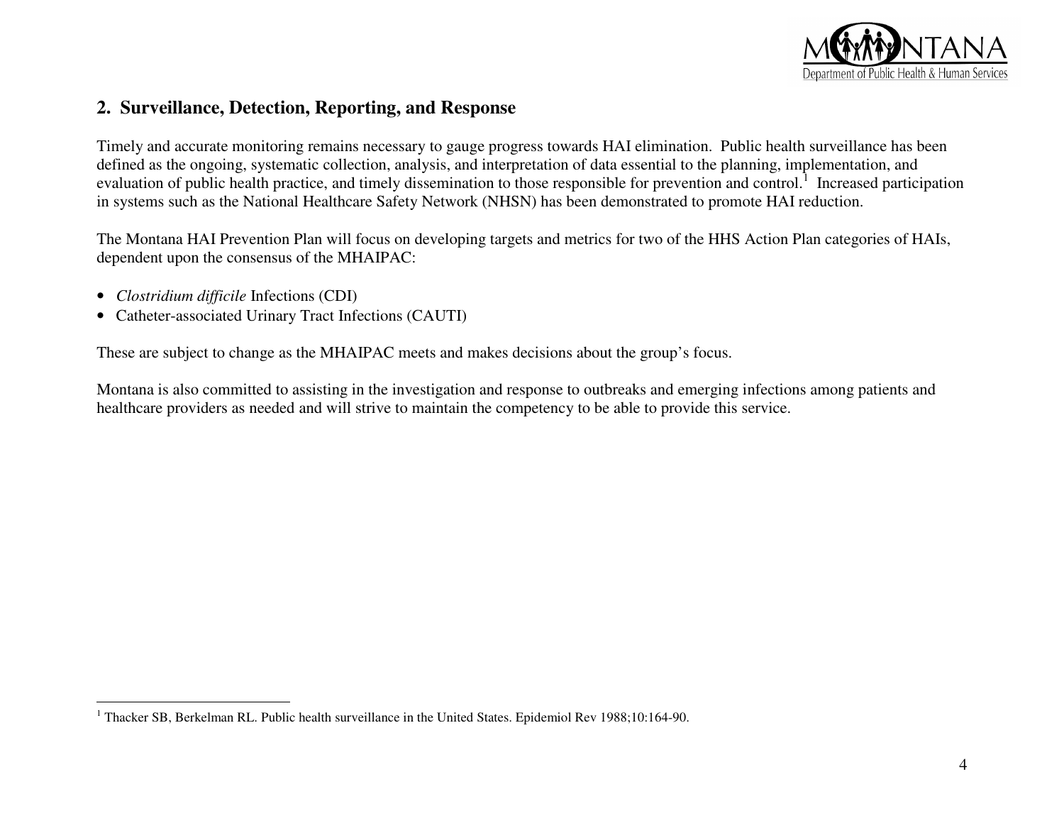## 2. Surveillance, Detection, Reporting, and Response

Timely and accurate monitoring remains necessary to gauge progress towards HAI elimination. Public health surveillance has been defined as the ongoing, systematic collection, analysis, and interpretation of data essential to the planning, implementation, and evaluation of public health practice, and timely dissemination to those responsible for prevention and control.[1] Increased participation in systems such as the National Healthcare Safety Network (NHSN) has been demonstrated to promote HAI reduction.

The Montana HAI Prevention Plan will focus on developing targets and metrics for two of the HHS Action Plan categories of HAIs, dependent upon the consensus of the MHAIPAC:

- *Clostridium difficile* Infections (CDI)
- Catheter-associated Urinary Tract Infections (CAUTI)

These are subject to change as the MHAIPAC meets and makes decisions about the group's focus.

Montana is also committed to assisting in the investigation and response to outbreaks and emerging infections among patients and healthcare providers as needed and will strive to maintain the competency to be able to provide this service.

---

[1] Thacker SB, Berkelman RL. Public health surveillance in the United States. Epidemiol Rev 1988;10:164-90.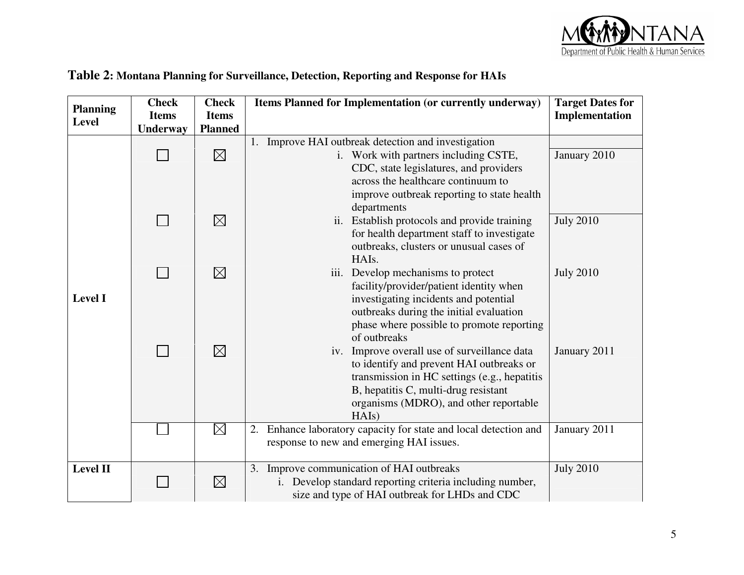**Table 2: Montana Planning for Surveillance, Detection, Reporting and Response for HAIs**

| Planning Level | Check Items Underway | Check Items Planned | Items Planned for Implementation (or currently underway) | Target Dates for Implementation |
|---|---|---|---|---|
| Level I | | | 1. Improve HAI outbreak detection and investigation | |
| | ☐ | ☒ | i. Work with partners including CSTE, CDC, state legislatures, and providers across the healthcare continuum to improve outbreak reporting to state health departments | January 2010 |
| | ☐ | ☒ | ii. Establish protocols and provide training for health department staff to investigate outbreaks, clusters or unusual cases of HAIs. | July 2010 |
| | ☐ | ☒ | iii. Develop mechanisms to protect facility/provider/patient identity when investigating incidents and potential outbreaks during the initial evaluation phase where possible to promote reporting of outbreaks | July 2010 |
| | ☐ | ☒ | iv. Improve overall use of surveillance data to identify and prevent HAI outbreaks or transmission in HC settings (e.g., hepatitis B, hepatitis C, multi-drug resistant organisms (MDRO), and other reportable HAIs) | January 2011 |
| | ☐ | ☒ | 2. Enhance laboratory capacity for state and local detection and response to new and emerging HAI issues. | January 2011 |
| Level II | | | 3. Improve communication of HAI outbreaks | July 2010 |
| | ☐ | ☒ | i. Develop standard reporting criteria including number, size and type of HAI outbreak for LHDs and CDC | |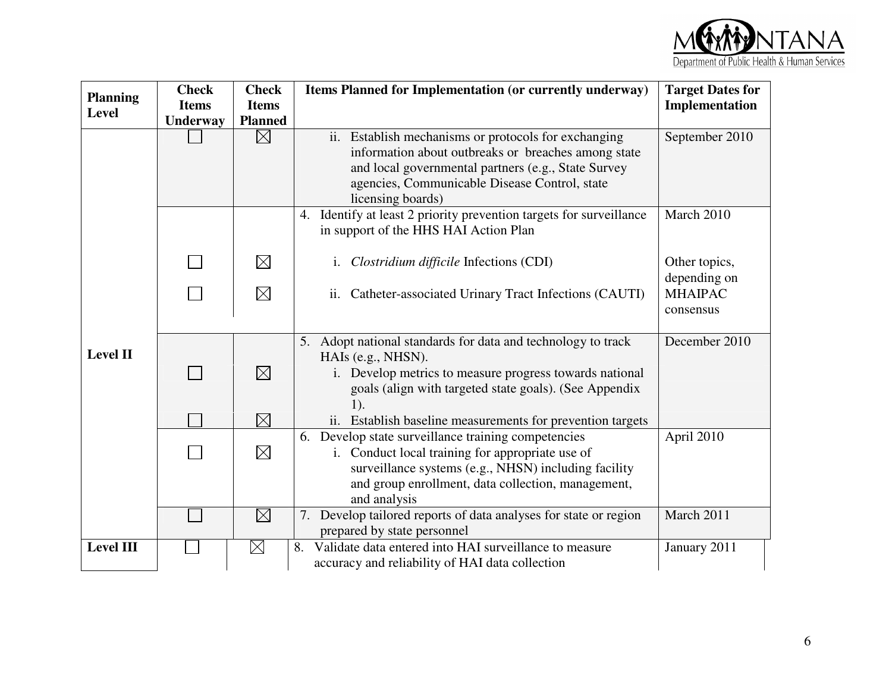| Planning Level | Check Items Underway | Check Items Planned | Items Planned for Implementation (or currently underway) | Target Dates for Implementation |
|---|---|---|---|---|
| Level II | ☐ | ☒ | ii. Establish mechanisms or protocols for exchanging information about outbreaks or breaches among state and local governmental partners (e.g., State Survey agencies, Communicable Disease Control, state licensing boards) | September 2010 |
| | | | 4. Identify at least 2 priority prevention targets for surveillance in support of the HHS HAI Action Plan | March 2010 |
| | ☐ | ☒ | i. *Clostridium difficile* Infections (CDI) | Other topics, depending on MHAIPAC consensus |
| | ☐ | ☒ | ii. Catheter-associated Urinary Tract Infections (CAUTI) | |
| | | | 5. Adopt national standards for data and technology to track HAIs (e.g., NHSN). | December 2010 |
| | ☐ | ☒ | i. Develop metrics to measure progress towards national goals (align with targeted state goals). (See Appendix 1). | |
| | ☐ | ☒ | ii. Establish baseline measurements for prevention targets | |
| | ☐ | ☒ | 6. Develop state surveillance training competencies<br>i. Conduct local training for appropriate use of surveillance systems (e.g., NHSN) including facility and group enrollment, data collection, management, and analysis | April 2010 |
| | ☐ | ☒ | 7. Develop tailored reports of data analyses for state or region prepared by state personnel | March 2011 |
| Level III | ☐ | ☒ | 8. Validate data entered into HAI surveillance to measure accuracy and reliability of HAI data collection | January 2011 |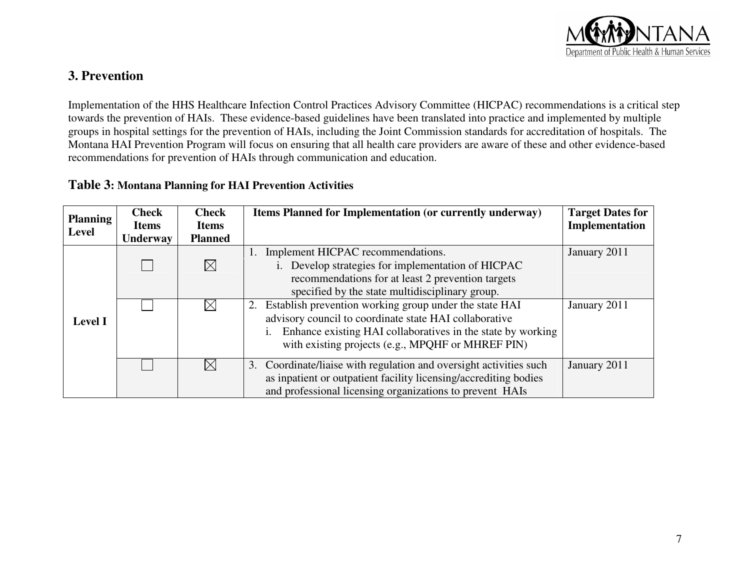## 3. Prevention

Implementation of the HHS Healthcare Infection Control Practices Advisory Committee (HICPAC) recommendations is a critical step towards the prevention of HAIs. These evidence-based guidelines have been translated into practice and implemented by multiple groups in hospital settings for the prevention of HAIs, including the Joint Commission standards for accreditation of hospitals. The Montana HAI Prevention Program will focus on ensuring that all health care providers are aware of these and other evidence-based recommendations for prevention of HAIs through communication and education.

### Table 3: Montana Planning for HAI Prevention Activities

| Planning Level | Check Items Underway | Check Items Planned | Items Planned for Implementation (or currently underway) | Target Dates for Implementation |
|---|---|---|---|---|
| Level I | ☐ | ☒ | 1. Implement HICPAC recommendations.<br>i. Develop strategies for implementation of HICPAC recommendations for at least 2 prevention targets specified by the state multidisciplinary group. | January 2011 |
| | ☐ | ☒ | 2. Establish prevention working group under the state HAI advisory council to coordinate state HAI collaborative<br>i. Enhance existing HAI collaboratives in the state by working with existing projects (e.g., MPQHF or MHREF PIN) | January 2011 |
| | ☐ | ☒ | 3. Coordinate/liaise with regulation and oversight activities such as inpatient or outpatient facility licensing/accrediting bodies and professional licensing organizations to prevent HAIs | January 2011 |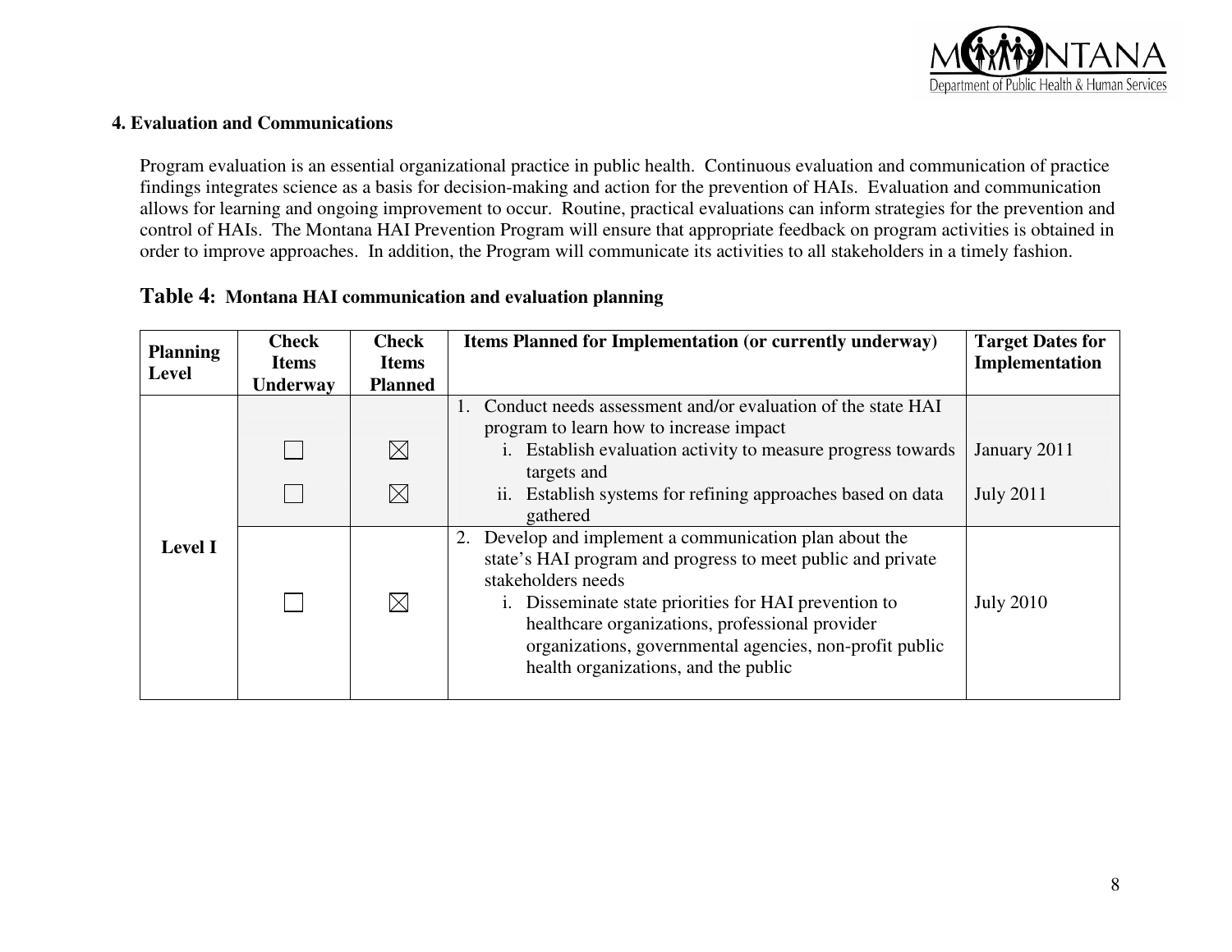**4. Evaluation and Communications**

Program evaluation is an essential organizational practice in public health. Continuous evaluation and communication of practice findings integrates science as a basis for decision-making and action for the prevention of HAIs. Evaluation and communication allows for learning and ongoing improvement to occur. Routine, practical evaluations can inform strategies for the prevention and control of HAIs. The Montana HAI Prevention Program will ensure that appropriate feedback on program activities is obtained in order to improve approaches. In addition, the Program will communicate its activities to all stakeholders in a timely fashion.

**Table 4: Montana HAI communication and evaluation planning**

| Planning Level | Check Items Underway | Check Items Planned | Items Planned for Implementation (or currently underway) | Target Dates for Implementation |
|---|---|---|---|---|
| Level I | | | 1. Conduct needs assessment and/or evaluation of the state HAI program to learn how to increase impact | |
| | ☐ | ☒ | i. Establish evaluation activity to measure progress towards targets and | January 2011 |
| | ☐ | ☒ | ii. Establish systems for refining approaches based on data gathered | July 2011 |
| | | | 2. Develop and implement a communication plan about the state's HAI program and progress to meet public and private stakeholders needs | |
| | ☐ | ☒ | i. Disseminate state priorities for HAI prevention to healthcare organizations, professional provider organizations, governmental agencies, non-profit public health organizations, and the public | July 2010 |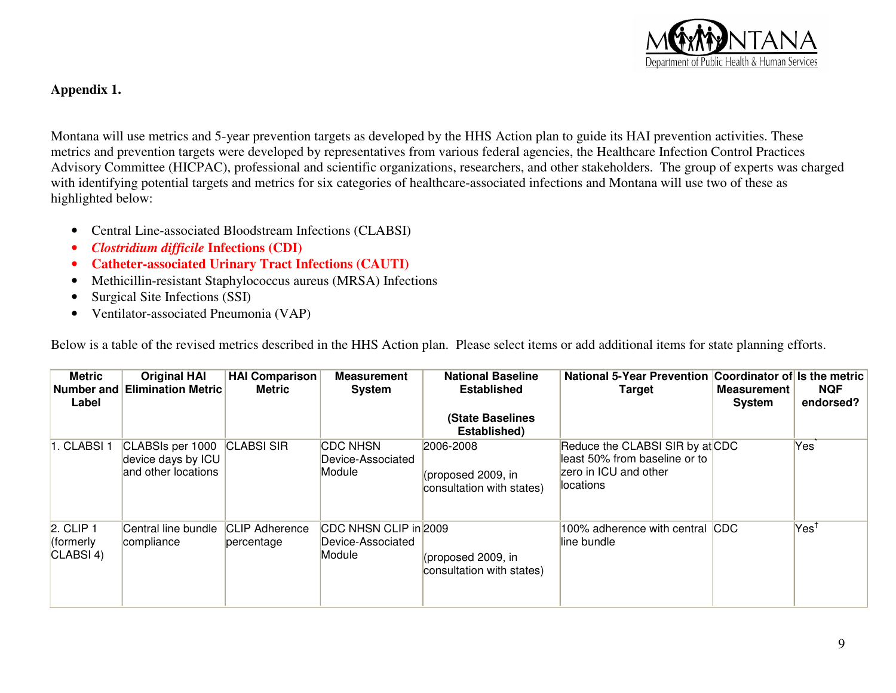**Appendix 1.**

Montana will use metrics and 5-year prevention targets as developed by the HHS Action plan to guide its HAI prevention activities. These metrics and prevention targets were developed by representatives from various federal agencies, the Healthcare Infection Control Practices Advisory Committee (HICPAC), professional and scientific organizations, researchers, and other stakeholders. The group of experts was charged with identifying potential targets and metrics for six categories of healthcare-associated infections and Montana will use two of these as highlighted below:

- Central Line-associated Bloodstream Infections (CLABSI)
- ***Clostridium difficile* Infections (CDI)**
- **Catheter-associated Urinary Tract Infections (CAUTI)**
- Methicillin-resistant Staphylococcus aureus (MRSA) Infections
- Surgical Site Infections (SSI)
- Ventilator-associated Pneumonia (VAP)

Below is a table of the revised metrics described in the HHS Action plan. Please select items or add additional items for state planning efforts.

| Metric Number and Label | Original HAI Elimination Metric | HAI Comparison Metric | Measurement System | National Baseline Established (State Baselines Established) | National 5-Year Prevention Target | Coordinator of Measurement System | Is the metric NQF endorsed? |
|---|---|---|---|---|---|---|---|
| 1. CLABSI 1 | CLABSIs per 1000 device days by ICU and other locations | CLABSI SIR | CDC NHSN Device-Associated Module | 2006-2008 (proposed 2009, in consultation with states) | Reduce the CLABSI SIR by at least 50% from baseline or to zero in ICU and other locations | CDC | Yes[*] |
| 2. CLIP 1 (formerly CLABSI 4) | Central line bundle compliance | CLIP Adherence percentage | CDC NHSN CLIP in Device-Associated Module | 2009 (proposed 2009, in consultation with states) | 100% adherence with central line bundle | CDC | Yes[†] |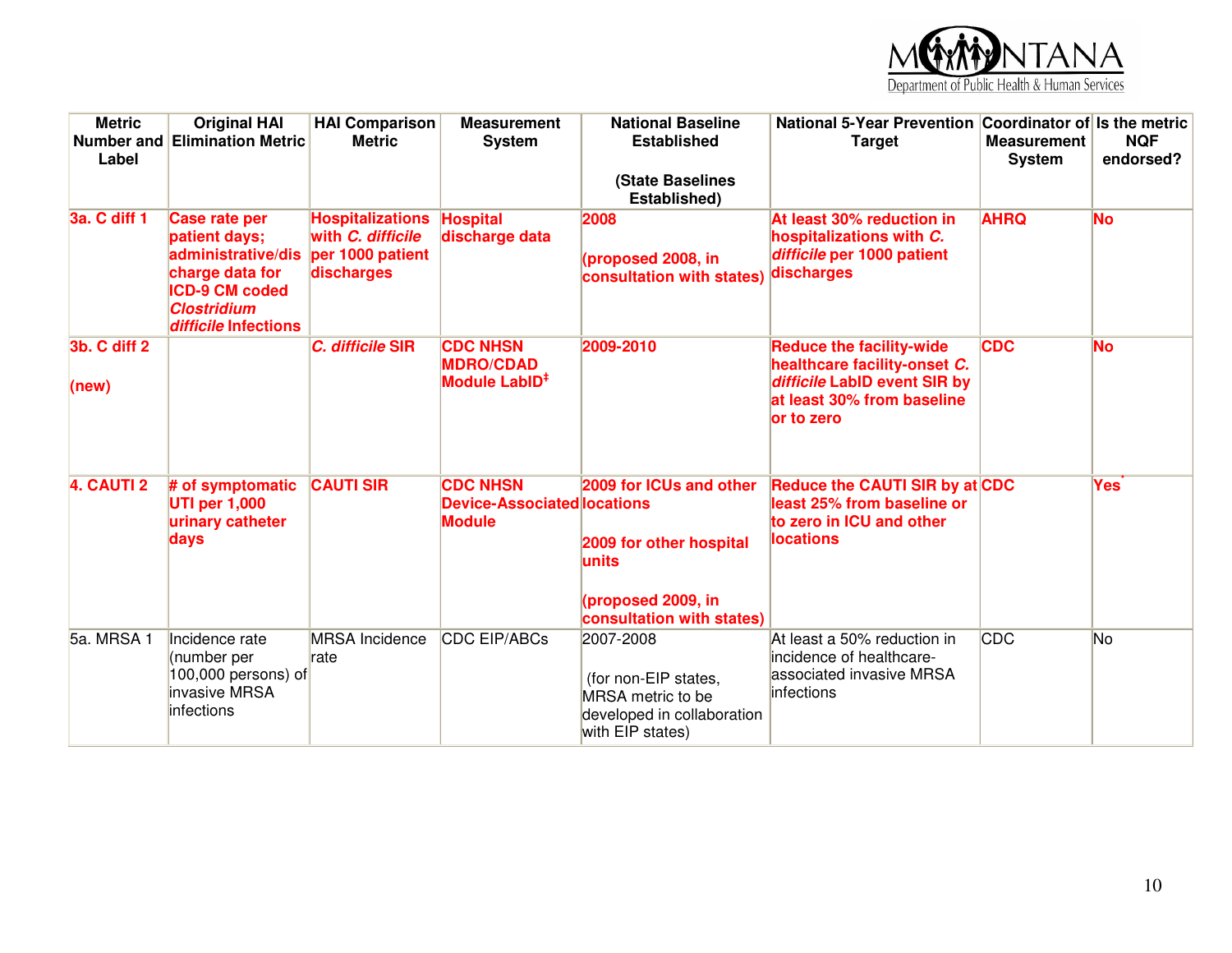| Metric Number and Label | Original HAI Elimination Metric | HAI Comparison Metric | Measurement System | National Baseline Established<br><br>(State Baselines Established) | National 5-Year Prevention Target | Coordinator of Measurement System | Is the metric NQF endorsed? |
|---|---|---|---|---|---|---|---|
| **3a. C diff 1** | **Case rate per patient days; administrative/discharge data for ICD-9 CM coded *Clostridium difficile* Infections** | **Hospitalizations with *C. difficile* per 1000 patient discharges** | **Hospital discharge data** | **2008**<br><br>**(proposed 2008, in consultation with states)** | **At least 30% reduction in hospitalizations with *C. difficile* per 1000 patient discharges** | **AHRQ** | **No** |
| **3b. C diff 2**<br><br>**(new)** | | ***C. difficile* SIR** | **CDC NHSN MDRO/CDAD Module LabID‡** | **2009-2010** | **Reduce the facility-wide healthcare facility-onset *C. difficile* LabID event SIR by at least 30% from baseline or to zero** | **CDC** | **No** |
| **4. CAUTI 2** | **# of symptomatic UTI per 1,000 urinary catheter days** | **CAUTI SIR** | **CDC NHSN Device-Associated Module** | **2009 for ICUs and other locations**<br><br>**2009 for other hospital units**<br><br>**(proposed 2009, in consultation with states)** | **Reduce the CAUTI SIR by at least 25% from baseline or to zero in ICU and other locations** | **CDC** | **Yes*** |
| 5a. MRSA 1 | Incidence rate (number per 100,000 persons) of invasive MRSA infections | MRSA Incidence rate | CDC EIP/ABCs | 2007-2008<br><br>(for non-EIP states, MRSA metric to be developed in collaboration with EIP states) | At least a 50% reduction in incidence of healthcare-associated invasive MRSA infections | CDC | No |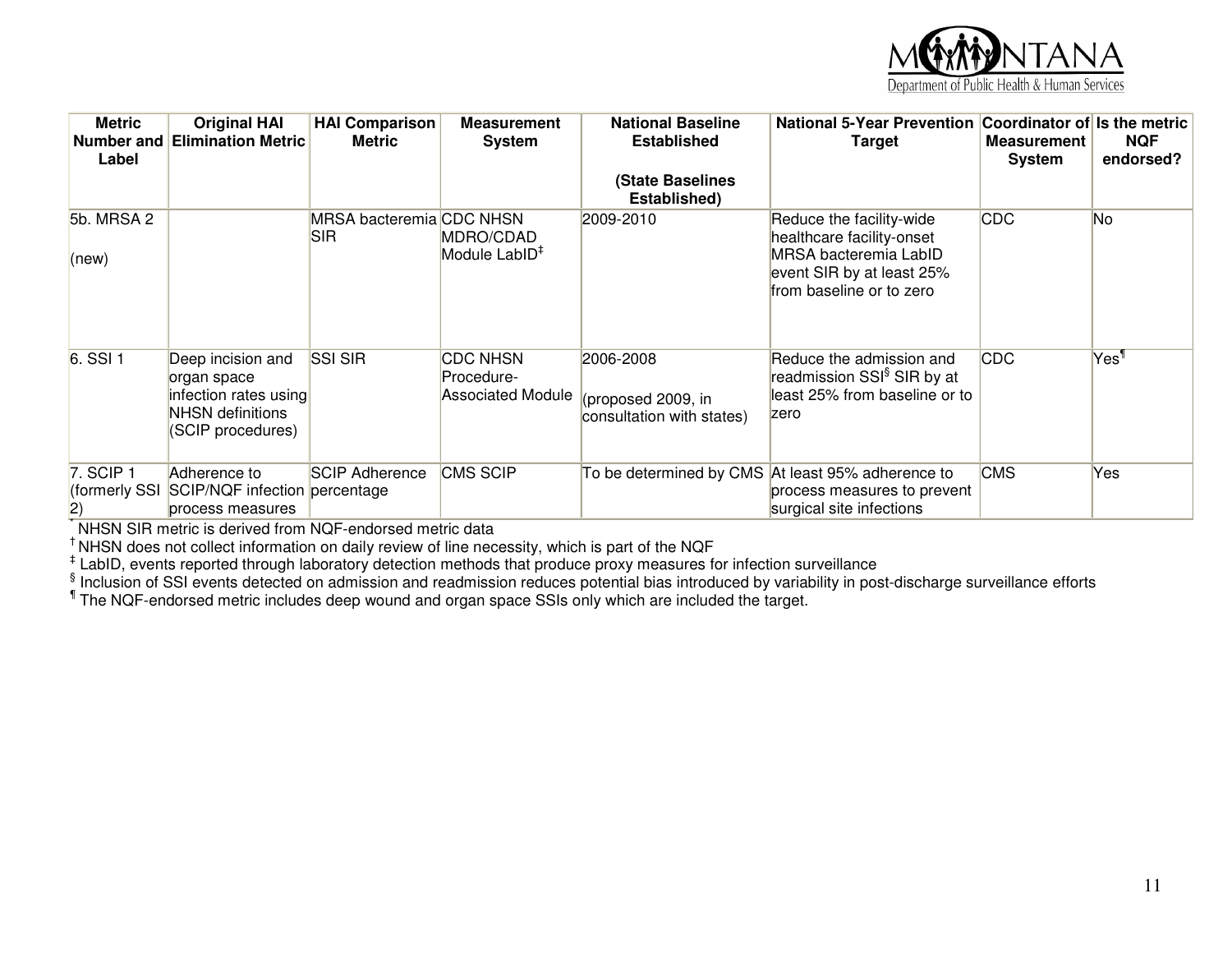| Metric Number and Label | Original HAI Elimination Metric | HAI Comparison Metric | Measurement System | National Baseline Established (State Baselines Established) | National 5-Year Prevention Target | Coordinator of Measurement System | Is the metric NQF endorsed? |
|---|---|---|---|---|---|---|---|
| 5b. MRSA 2 (new) | | MRSA bacteremia SIR | CDC NHSN MDRO/CDAD Module LabID[‡] | 2009-2010 | Reduce the facility-wide healthcare facility-onset MRSA bacteremia LabID event SIR by at least 25% from baseline or to zero | CDC | No |
| 6. SSI 1 | Deep incision and organ space infection rates using NHSN definitions (SCIP procedures) | SSI SIR | CDC NHSN Procedure-Associated Module | 2006-2008 (proposed 2009, in consultation with states) | Reduce the admission and readmission SSI[§] SIR by at least 25% from baseline or to zero | CDC | Yes[¶] |
| 7. SCIP 1 (formerly SSI 2) | Adherence to SCIP/NQF infection process measures | SCIP Adherence percentage | CMS SCIP | To be determined by CMS | At least 95% adherence to process measures to prevent surgical site infections | CMS | Yes |

[*] NHSN SIR metric is derived from NQF-endorsed metric data

[†] NHSN does not collect information on daily review of line necessity, which is part of the NQF

[‡] LabID, events reported through laboratory detection methods that produce proxy measures for infection surveillance

[§] Inclusion of SSI events detected on admission and readmission reduces potential bias introduced by variability in post-discharge surveillance efforts

[¶] The NQF-endorsed metric includes deep wound and organ space SSIs only which are included the target.